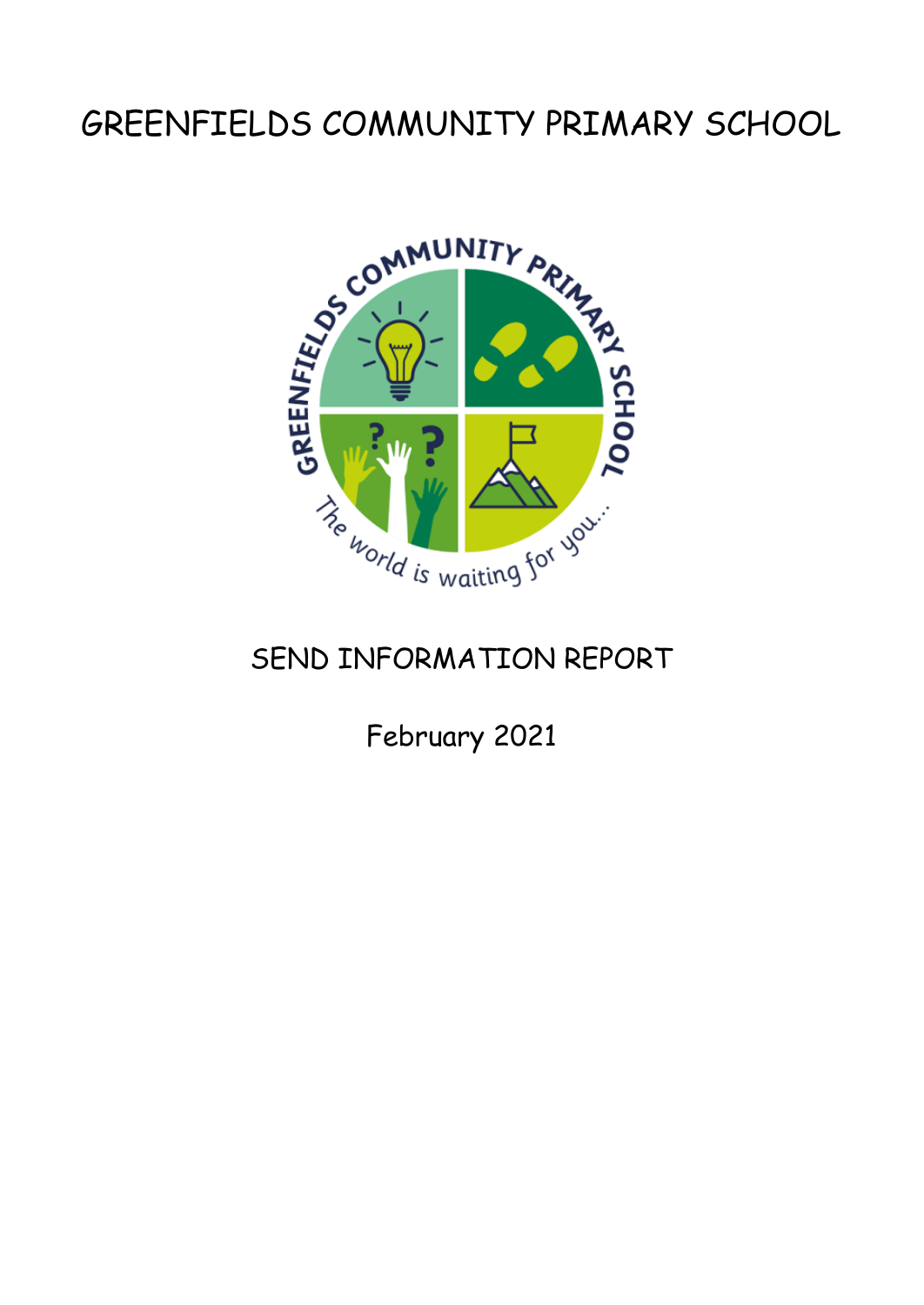# GREENFIELDS COMMUNITY PRIMARY SCHOOL

## SEND INFORMATION REPORT

February 2021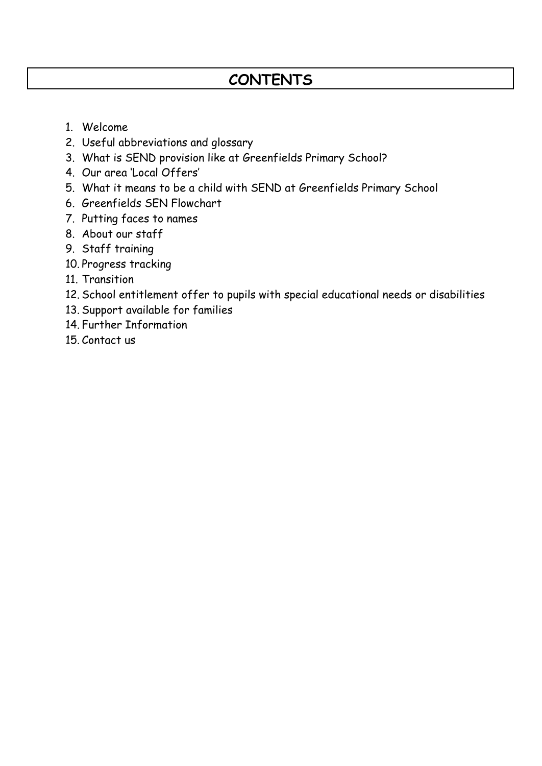# CONTENTS

1. Welcome
2. Useful abbreviations and glossary
3. What is SEND provision like at Greenfields Primary School?
4. Our area 'Local Offers'
5. What it means to be a child with SEND at Greenfields Primary School
6. Greenfields SEN Flowchart
7. Putting faces to names
8. About our staff
9. Staff training
10. Progress tracking
11. Transition
12. School entitlement offer to pupils with special educational needs or disabilities
13. Support available for families
14. Further Information
15. Contact us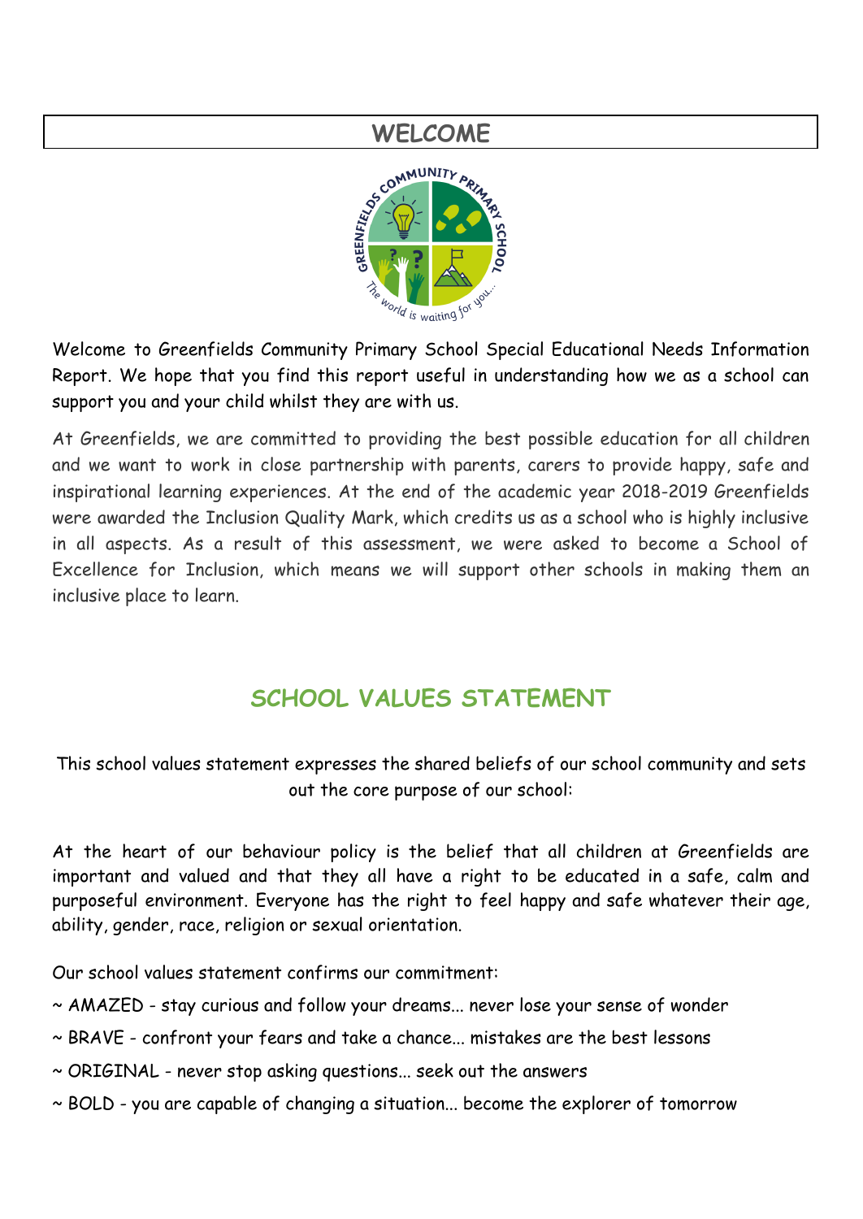# WELCOME

Welcome to Greenfields Community Primary School Special Educational Needs Information Report. We hope that you find this report useful in understanding how we as a school can support you and your child whilst they are with us.

At Greenfields, we are committed to providing the best possible education for all children and we want to work in close partnership with parents, carers to provide happy, safe and inspirational learning experiences. At the end of the academic year 2018-2019 Greenfields were awarded the Inclusion Quality Mark, which credits us as a school who is highly inclusive in all aspects. As a result of this assessment, we were asked to become a School of Excellence for Inclusion, which means we will support other schools in making them an inclusive place to learn.

## SCHOOL VALUES STATEMENT

This school values statement expresses the shared beliefs of our school community and sets out the core purpose of our school:

At the heart of our behaviour policy is the belief that all children at Greenfields are important and valued and that they all have a right to be educated in a safe, calm and purposeful environment. Everyone has the right to feel happy and safe whatever their age, ability, gender, race, religion or sexual orientation.

Our school values statement confirms our commitment:

~ AMAZED - stay curious and follow your dreams... never lose your sense of wonder

~ BRAVE - confront your fears and take a chance... mistakes are the best lessons

~ ORIGINAL - never stop asking questions... seek out the answers

~ BOLD - you are capable of changing a situation... become the explorer of tomorrow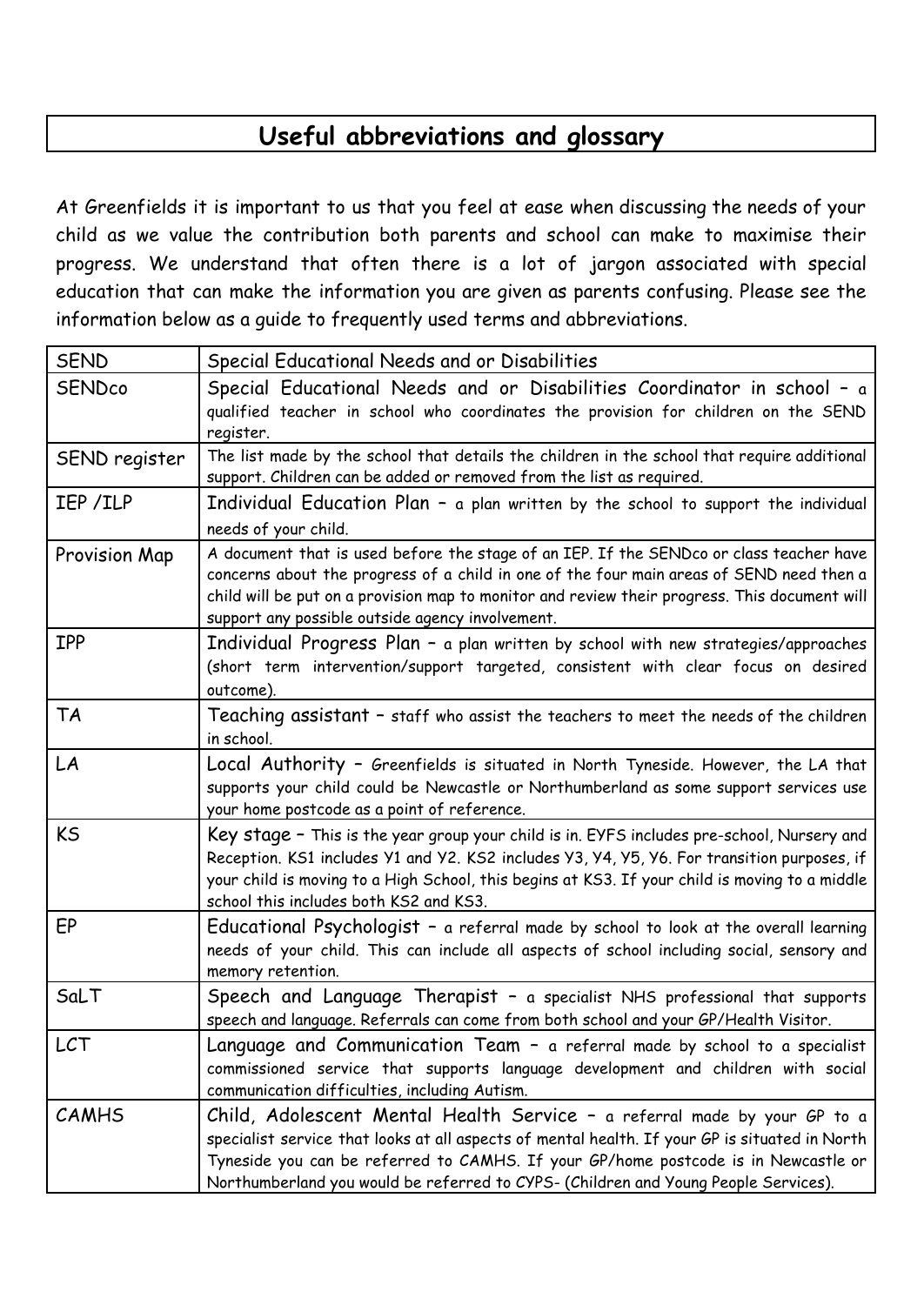## Useful abbreviations and glossary

At Greenfields it is important to us that you feel at ease when discussing the needs of your child as we value the contribution both parents and school can make to maximise their progress. We understand that often there is a lot of jargon associated with special education that can make the information you are given as parents confusing. Please see the information below as a guide to frequently used terms and abbreviations.

| | |
|---|---|
| SEND | Special Educational Needs and or Disabilities |
| SENDco | Special Educational Needs and or Disabilities Coordinator in school – a qualified teacher in school who coordinates the provision for children on the SEND register. |
| SEND register | The list made by the school that details the children in the school that require additional support. Children can be added or removed from the list as required. |
| IEP /ILP | Individual Education Plan – a plan written by the school to support the individual needs of your child. |
| Provision Map | A document that is used before the stage of an IEP. If the SENDco or class teacher have concerns about the progress of a child in one of the four main areas of SEND need then a child will be put on a provision map to monitor and review their progress. This document will support any possible outside agency involvement. |
| IPP | Individual Progress Plan – a plan written by school with new strategies/approaches (short term intervention/support targeted, consistent with clear focus on desired outcome). |
| TA | Teaching assistant – staff who assist the teachers to meet the needs of the children in school. |
| LA | Local Authority – Greenfields is situated in North Tyneside. However, the LA that supports your child could be Newcastle or Northumberland as some support services use your home postcode as a point of reference. |
| KS | Key stage – This is the year group your child is in. EYFS includes pre-school, Nursery and Reception. KS1 includes Y1 and Y2. KS2 includes Y3, Y4, Y5, Y6. For transition purposes, if your child is moving to a High School, this begins at KS3. If your child is moving to a middle school this includes both KS2 and KS3. |
| EP | Educational Psychologist – a referral made by school to look at the overall learning needs of your child. This can include all aspects of school including social, sensory and memory retention. |
| SaLT | Speech and Language Therapist – a specialist NHS professional that supports speech and language. Referrals can come from both school and your GP/Health Visitor. |
| LCT | Language and Communication Team – a referral made by school to a specialist commissioned service that supports language development and children with social communication difficulties, including Autism. |
| CAMHS | Child, Adolescent Mental Health Service – a referral made by your GP to a specialist service that looks at all aspects of mental health. If your GP is situated in North Tyneside you can be referred to CAMHS. If your GP/home postcode is in Newcastle or Northumberland you would be referred to CYPS- (Children and Young People Services). |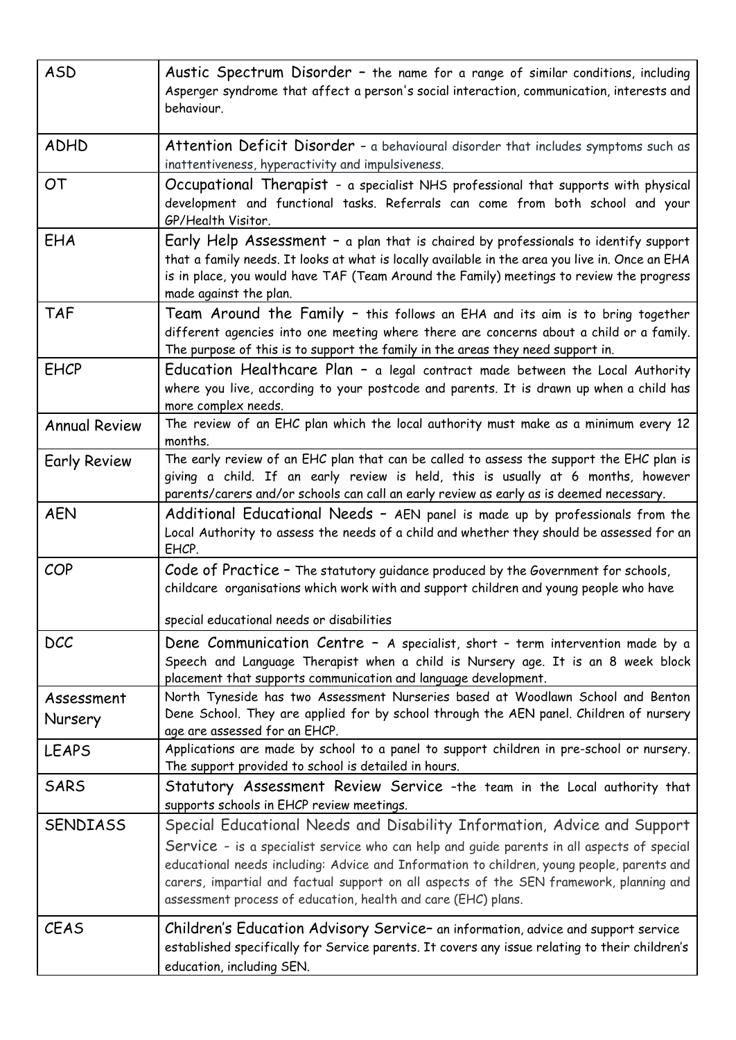| ASD | Austic Spectrum Disorder – the name for a range of similar conditions, including Asperger syndrome that affect a person's social interaction, communication, interests and behaviour. |
|---|---|
| ADHD | Attention Deficit Disorder - a behavioural disorder that includes symptoms such as inattentiveness, hyperactivity and impulsiveness. |
| OT | Occupational Therapist - a specialist NHS professional that supports with physical development and functional tasks. Referrals can come from both school and your GP/Health Visitor. |
| EHA | Early Help Assessment – a plan that is chaired by professionals to identify support that a family needs. It looks at what is locally available in the area you live in. Once an EHA is in place, you would have TAF (Team Around the Family) meetings to review the progress made against the plan. |
| TAF | Team Around the Family – this follows an EHA and its aim is to bring together different agencies into one meeting where there are concerns about a child or a family. The purpose of this is to support the family in the areas they need support in. |
| EHCP | Education Healthcare Plan – a legal contract made between the Local Authority where you live, according to your postcode and parents. It is drawn up when a child has more complex needs. |
| Annual Review | The review of an EHC plan which the local authority must make as a minimum every 12 months. |
| Early Review | The early review of an EHC plan that can be called to assess the support the EHC plan is giving a child. If an early review is held, this is usually at 6 months, however parents/carers and/or schools can call an early review as early as is deemed necessary. |
| AEN | Additional Educational Needs – AEN panel is made up by professionals from the Local Authority to assess the needs of a child and whether they should be assessed for an EHCP. |
| COP | Code of Practice – The statutory guidance produced by the Government for schools, childcare organisations which work with and support children and young people who have special educational needs or disabilities |
| DCC | Dene Communication Centre – A specialist, short – term intervention made by a Speech and Language Therapist when a child is Nursery age. It is an 8 week block placement that supports communication and language development. |
| Assessment Nursery | North Tyneside has two Assessment Nurseries based at Woodlawn School and Benton Dene School. They are applied for by school through the AEN panel. Children of nursery age are assessed for an EHCP. |
| LEAPS | Applications are made by school to a panel to support children in pre-school or nursery. The support provided to school is detailed in hours. |
| SARS | Statutory Assessment Review Service -the team in the Local authority that supports schools in EHCP review meetings. |
| SENDIASS | Special Educational Needs and Disability Information, Advice and Support Service - is a specialist service who can help and guide parents in all aspects of special educational needs including: Advice and Information to children, young people, parents and carers, impartial and factual support on all aspects of the SEN framework, planning and assessment process of education, health and care (EHC) plans. |
| CEAS | Children's Education Advisory Service– an information, advice and support service established specifically for Service parents. It covers any issue relating to their children's education, including SEN. |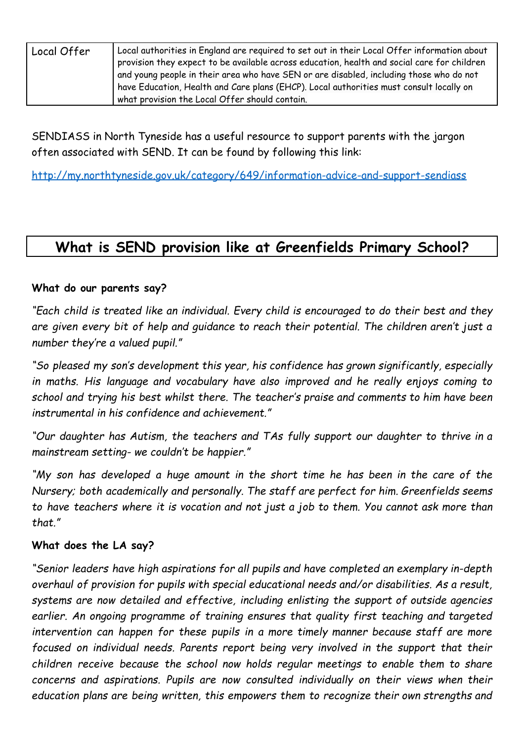| Local Offer | Local authorities in England are required to set out in their Local Offer information about provision they expect to be available across education, health and social care for children and young people in their area who have SEN or are disabled, including those who do not have Education, Health and Care plans (EHCP). Local authorities must consult locally on what provision the Local Offer should contain. |
|---|---|

SENDIASS in North Tyneside has a useful resource to support parents with the jargon often associated with SEND. It can be found by following this link:

http://my.northtyneside.gov.uk/category/649/information-advice-and-support-sendiass

## What is SEND provision like at Greenfields Primary School?

**What do our parents say?**

*"Each child is treated like an individual. Every child is encouraged to do their best and they are given every bit of help and guidance to reach their potential. The children aren't just a number they're a valued pupil."*

*"So pleased my son's development this year, his confidence has grown significantly, especially in maths. His language and vocabulary have also improved and he really enjoys coming to school and trying his best whilst there. The teacher's praise and comments to him have been instrumental in his confidence and achievement."*

*"Our daughter has Autism, the teachers and TAs fully support our daughter to thrive in a mainstream setting- we couldn't be happier."*

*"My son has developed a huge amount in the short time he has been in the care of the Nursery; both academically and personally. The staff are perfect for him. Greenfields seems to have teachers where it is vocation and not just a job to them. You cannot ask more than that."*

**What does the LA say?**

*"Senior leaders have high aspirations for all pupils and have completed an exemplary in-depth overhaul of provision for pupils with special educational needs and/or disabilities. As a result, systems are now detailed and effective, including enlisting the support of outside agencies earlier. An ongoing programme of training ensures that quality first teaching and targeted intervention can happen for these pupils in a more timely manner because staff are more focused on individual needs. Parents report being very involved in the support that their children receive because the school now holds regular meetings to enable them to share concerns and aspirations. Pupils are now consulted individually on their views when their education plans are being written, this empowers them to recognize their own strengths and*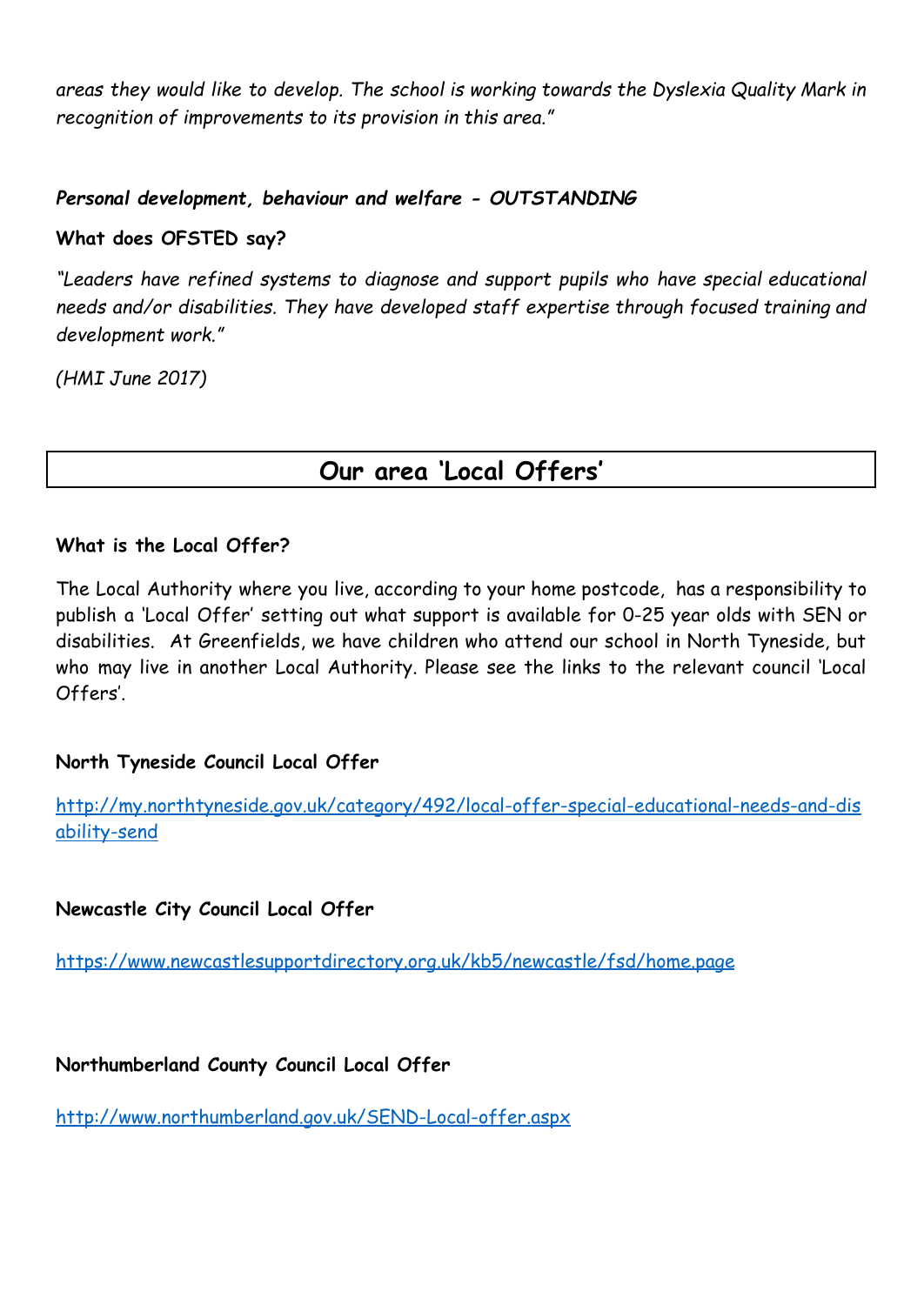*areas they would like to develop. The school is working towards the Dyslexia Quality Mark in recognition of improvements to its provision in this area."*

***Personal development, behaviour and welfare - OUTSTANDING***

**What does OFSTED say?**

*"Leaders have refined systems to diagnose and support pupils who have special educational needs and/or disabilities. They have developed staff expertise through focused training and development work."*

*(HMI June 2017)*

## Our area 'Local Offers'

**What is the Local Offer?**

The Local Authority where you live, according to your home postcode, has a responsibility to publish a 'Local Offer' setting out what support is available for 0-25 year olds with SEN or disabilities. At Greenfields, we have children who attend our school in North Tyneside, but who may live in another Local Authority. Please see the links to the relevant council 'Local Offers'.

**North Tyneside Council Local Offer**

http://my.northtyneside.gov.uk/category/492/local-offer-special-educational-needs-and-disability-send

**Newcastle City Council Local Offer**

https://www.newcastlesupportdirectory.org.uk/kb5/newcastle/fsd/home.page

**Northumberland County Council Local Offer**

http://www.northumberland.gov.uk/SEND-Local-offer.aspx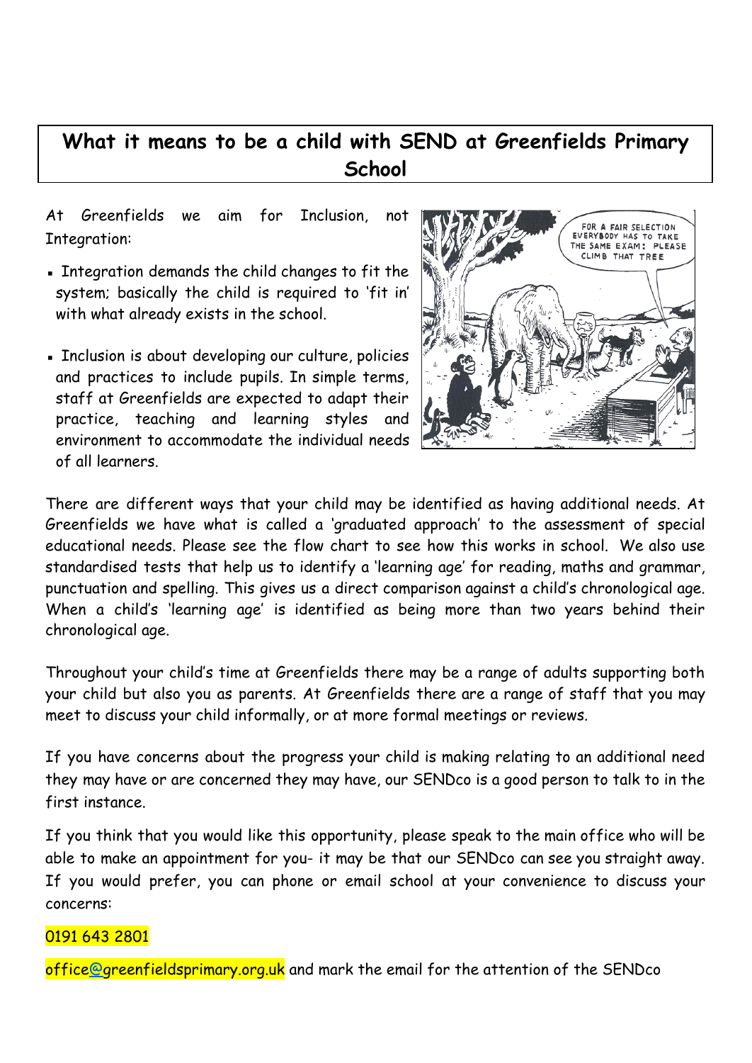# What it means to be a child with SEND at Greenfields Primary School

At Greenfields we aim for Inclusion, not Integration:

- Integration demands the child changes to fit the system; basically the child is required to 'fit in' with what already exists in the school.
- Inclusion is about developing our culture, policies and practices to include pupils. In simple terms, staff at Greenfields are expected to adapt their practice, teaching and learning styles and environment to accommodate the individual needs of all learners.

There are different ways that your child may be identified as having additional needs. At Greenfields we have what is called a 'graduated approach' to the assessment of special educational needs. Please see the flow chart to see how this works in school. We also use standardised tests that help us to identify a 'learning age' for reading, maths and grammar, punctuation and spelling. This gives us a direct comparison against a child's chronological age. When a child's 'learning age' is identified as being more than two years behind their chronological age.

Throughout your child's time at Greenfields there may be a range of adults supporting both your child but also you as parents. At Greenfields there are a range of staff that you may meet to discuss your child informally, or at more formal meetings or reviews.

If you have concerns about the progress your child is making relating to an additional need they may have or are concerned they may have, our SENDco is a good person to talk to in the first instance.

If you think that you would like this opportunity, please speak to the main office who will be able to make an appointment for you- it may be that our SENDco can see you straight away. If you would prefer, you can phone or email school at your convenience to discuss your concerns:

0191 643 2801

office@greenfieldsprimary.org.uk and mark the email for the attention of the SENDco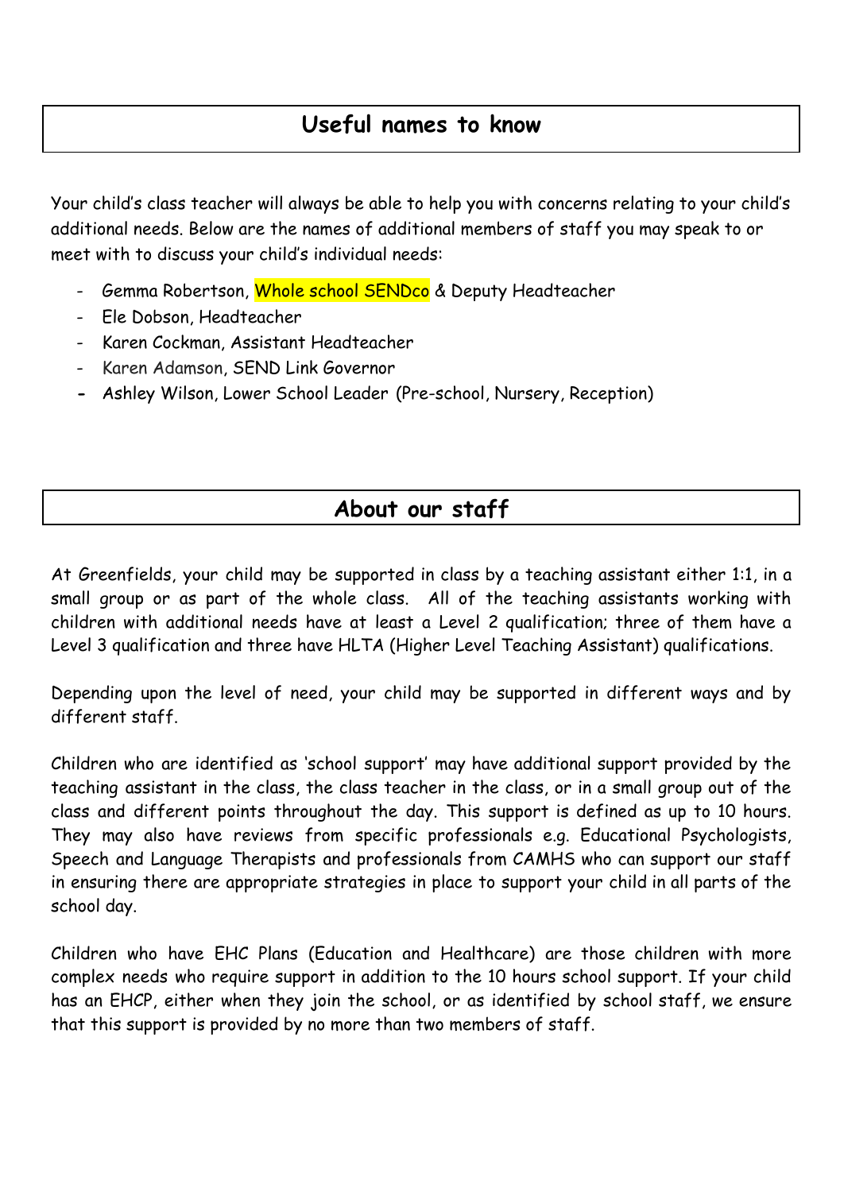## Useful names to know

Your child's class teacher will always be able to help you with concerns relating to your child's additional needs. Below are the names of additional members of staff you may speak to or meet with to discuss your child's individual needs:

- Gemma Robertson, Whole school SENDco & Deputy Headteacher
- Ele Dobson, Headteacher
- Karen Cockman, Assistant Headteacher
- Karen Adamson, SEND Link Governor
- Ashley Wilson, Lower School Leader (Pre-school, Nursery, Reception)

## About our staff

At Greenfields, your child may be supported in class by a teaching assistant either 1:1, in a small group or as part of the whole class. All of the teaching assistants working with children with additional needs have at least a Level 2 qualification; three of them have a Level 3 qualification and three have HLTA (Higher Level Teaching Assistant) qualifications.

Depending upon the level of need, your child may be supported in different ways and by different staff.

Children who are identified as 'school support' may have additional support provided by the teaching assistant in the class, the class teacher in the class, or in a small group out of the class and different points throughout the day. This support is defined as up to 10 hours. They may also have reviews from specific professionals e.g. Educational Psychologists, Speech and Language Therapists and professionals from CAMHS who can support our staff in ensuring there are appropriate strategies in place to support your child in all parts of the school day.

Children who have EHC Plans (Education and Healthcare) are those children with more complex needs who require support in addition to the 10 hours school support. If your child has an EHCP, either when they join the school, or as identified by school staff, we ensure that this support is provided by no more than two members of staff.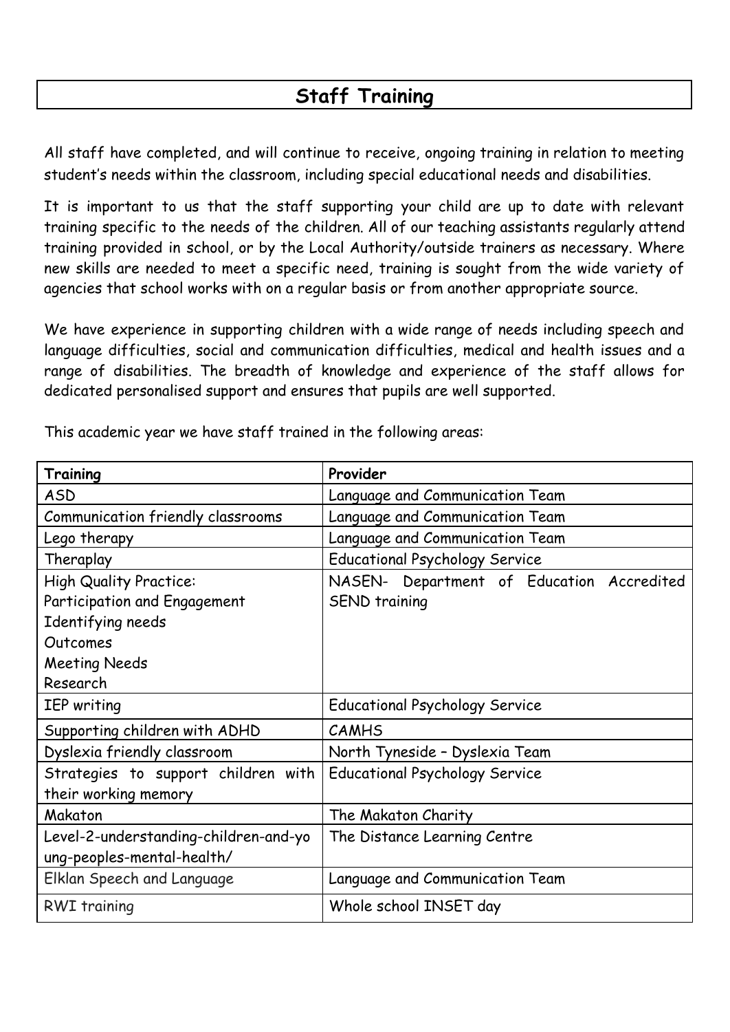## Staff Training

All staff have completed, and will continue to receive, ongoing training in relation to meeting student's needs within the classroom, including special educational needs and disabilities.

It is important to us that the staff supporting your child are up to date with relevant training specific to the needs of the children. All of our teaching assistants regularly attend training provided in school, or by the Local Authority/outside trainers as necessary. Where new skills are needed to meet a specific need, training is sought from the wide variety of agencies that school works with on a regular basis or from another appropriate source.

We have experience in supporting children with a wide range of needs including speech and language difficulties, social and communication difficulties, medical and health issues and a range of disabilities. The breadth of knowledge and experience of the staff allows for dedicated personalised support and ensures that pupils are well supported.

This academic year we have staff trained in the following areas:

| Training | Provider |
|---|---|
| ASD | Language and Communication Team |
| Communication friendly classrooms | Language and Communication Team |
| Lego therapy | Language and Communication Team |
| Theraplay | Educational Psychology Service |
| High Quality Practice:<br>Participation and Engagement<br>Identifying needs<br>Outcomes<br>Meeting Needs<br>Research | NASEN- Department of Education Accredited SEND training |
| IEP writing | Educational Psychology Service |
| Supporting children with ADHD | CAMHS |
| Dyslexia friendly classroom | North Tyneside – Dyslexia Team |
| Strategies to support children with their working memory | Educational Psychology Service |
| Makaton | The Makaton Charity |
| Level-2-understanding-children-and-young-peoples-mental-health/ | The Distance Learning Centre |
| Elklan Speech and Language | Language and Communication Team |
| RWI training | Whole school INSET day |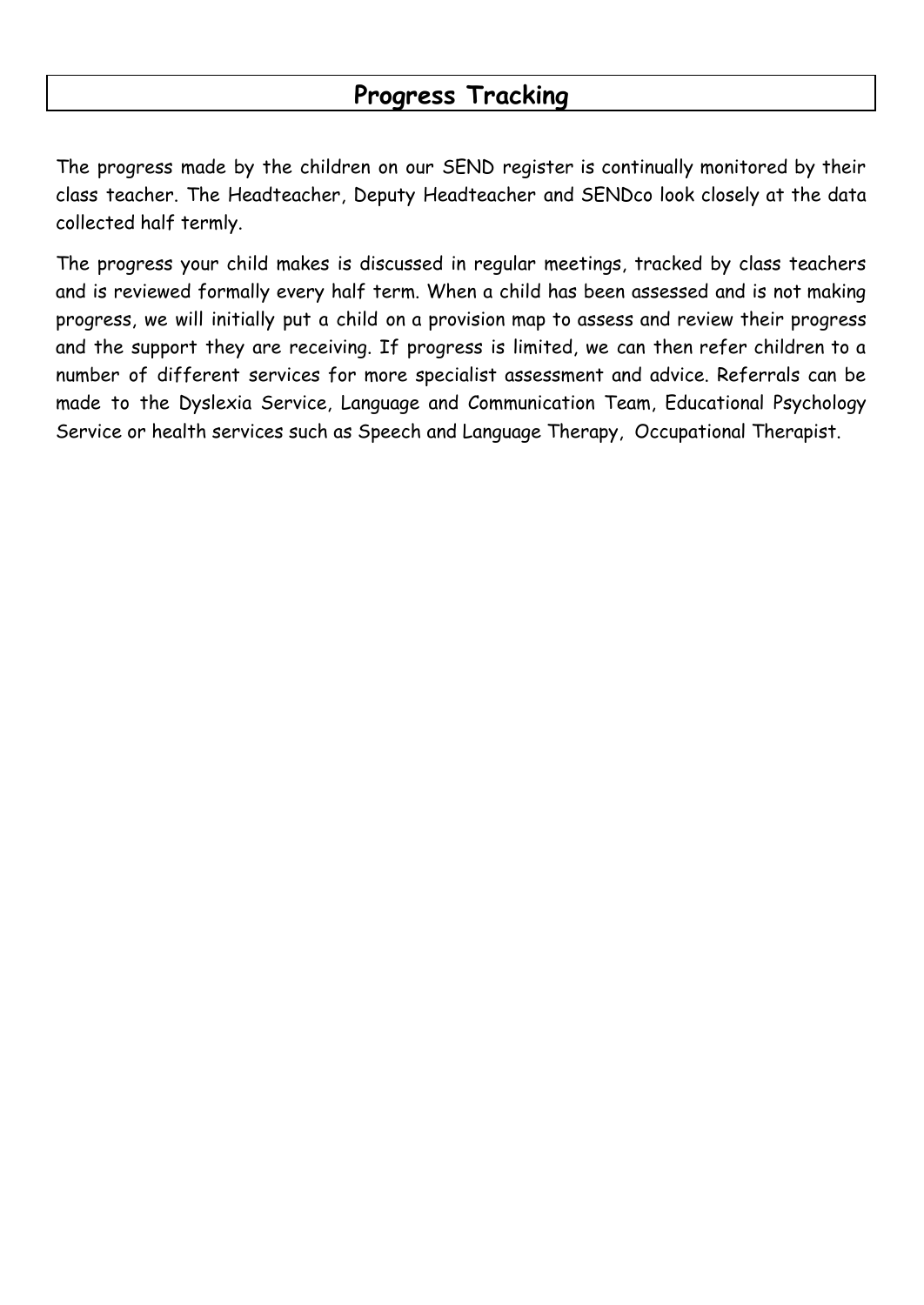## Progress Tracking

The progress made by the children on our SEND register is continually monitored by their class teacher. The Headteacher, Deputy Headteacher and SENDco look closely at the data collected half termly.

The progress your child makes is discussed in regular meetings, tracked by class teachers and is reviewed formally every half term. When a child has been assessed and is not making progress, we will initially put a child on a provision map to assess and review their progress and the support they are receiving. If progress is limited, we can then refer children to a number of different services for more specialist assessment and advice. Referrals can be made to the Dyslexia Service, Language and Communication Team, Educational Psychology Service or health services such as Speech and Language Therapy, Occupational Therapist.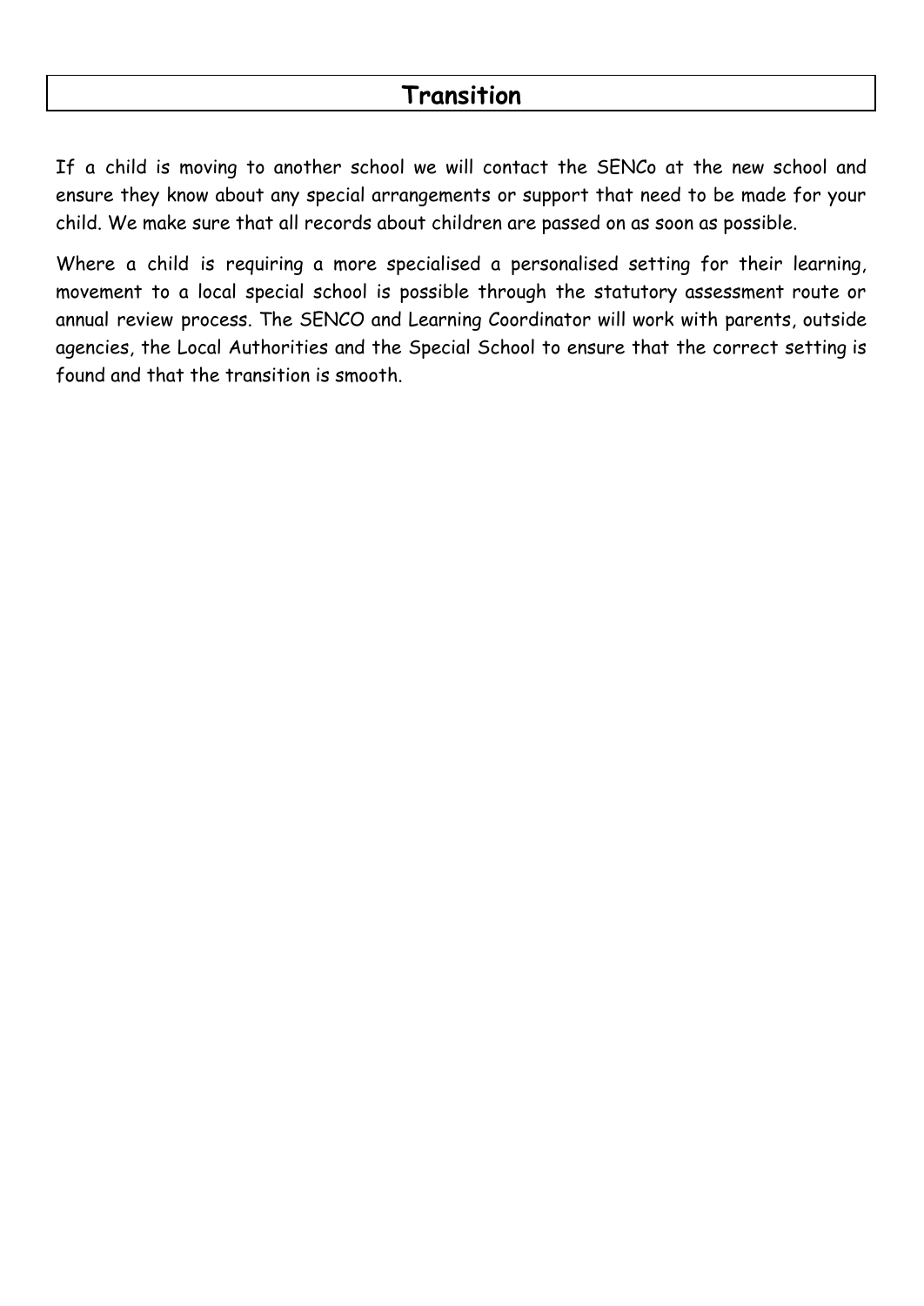## Transition

If a child is moving to another school we will contact the SENCo at the new school and ensure they know about any special arrangements or support that need to be made for your child. We make sure that all records about children are passed on as soon as possible.

Where a child is requiring a more specialised a personalised setting for their learning, movement to a local special school is possible through the statutory assessment route or annual review process. The SENCO and Learning Coordinator will work with parents, outside agencies, the Local Authorities and the Special School to ensure that the correct setting is found and that the transition is smooth.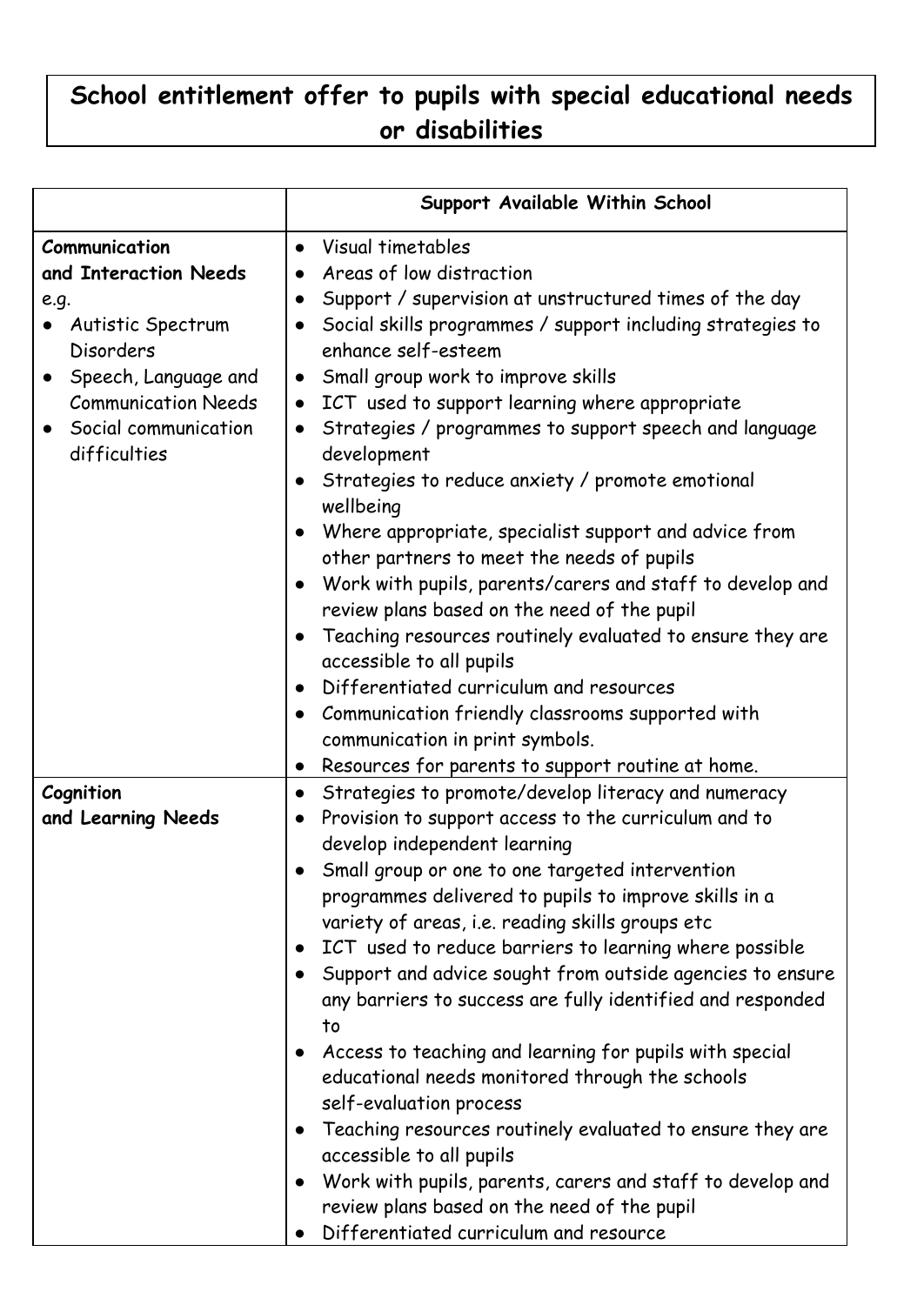# School entitlement offer to pupils with special educational needs or disabilities

| | Support Available Within School |
|---|---|
| **Communication and Interaction Needs**<br>e.g.<br>• Autistic Spectrum Disorders<br>• Speech, Language and Communication Needs<br>• Social communication difficulties | • Visual timetables<br>• Areas of low distraction<br>• Support / supervision at unstructured times of the day<br>• Social skills programmes / support including strategies to enhance self-esteem<br>• Small group work to improve skills<br>• ICT used to support learning where appropriate<br>• Strategies / programmes to support speech and language development<br>• Strategies to reduce anxiety / promote emotional wellbeing<br>• Where appropriate, specialist support and advice from other partners to meet the needs of pupils<br>• Work with pupils, parents/carers and staff to develop and review plans based on the need of the pupil<br>• Teaching resources routinely evaluated to ensure they are accessible to all pupils<br>• Differentiated curriculum and resources<br>• Communication friendly classrooms supported with communication in print symbols.<br>• Resources for parents to support routine at home. |
| **Cognition and Learning Needs** | • Strategies to promote/develop literacy and numeracy<br>• Provision to support access to the curriculum and to develop independent learning<br>• Small group or one to one targeted intervention programmes delivered to pupils to improve skills in a variety of areas, i.e. reading skills groups etc<br>• ICT used to reduce barriers to learning where possible<br>• Support and advice sought from outside agencies to ensure any barriers to success are fully identified and responded to<br>• Access to teaching and learning for pupils with special educational needs monitored through the schools self-evaluation process<br>• Teaching resources routinely evaluated to ensure they are accessible to all pupils<br>• Work with pupils, parents, carers and staff to develop and review plans based on the need of the pupil<br>• Differentiated curriculum and resource |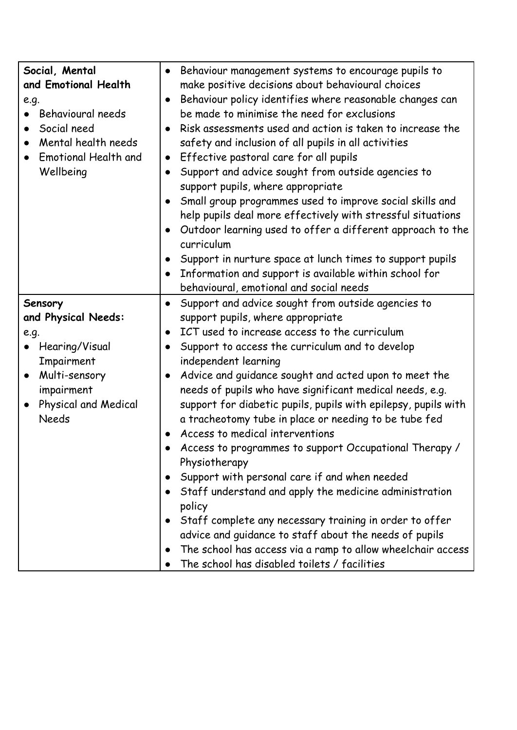| | |
|---|---|
| **Social, Mental and Emotional Health**<br>e.g.<br>• Behavioural needs<br>• Social need<br>• Mental health needs<br>• Emotional Health and Wellbeing | • Behaviour management systems to encourage pupils to make positive decisions about behavioural choices<br>• Behaviour policy identifies where reasonable changes can be made to minimise the need for exclusions<br>• Risk assessments used and action is taken to increase the safety and inclusion of all pupils in all activities<br>• Effective pastoral care for all pupils<br>• Support and advice sought from outside agencies to support pupils, where appropriate<br>• Small group programmes used to improve social skills and help pupils deal more effectively with stressful situations<br>• Outdoor learning used to offer a different approach to the curriculum<br>• Support in nurture space at lunch times to support pupils<br>• Information and support is available within school for behavioural, emotional and social needs |
| **Sensory and Physical Needs:**<br>e.g.<br>• Hearing/Visual Impairment<br>• Multi-sensory impairment<br>• Physical and Medical Needs | • Support and advice sought from outside agencies to support pupils, where appropriate<br>• ICT used to increase access to the curriculum<br>• Support to access the curriculum and to develop independent learning<br>• Advice and guidance sought and acted upon to meet the needs of pupils who have significant medical needs, e.g. support for diabetic pupils, pupils with epilepsy, pupils with a tracheotomy tube in place or needing to be tube fed<br>• Access to medical interventions<br>• Access to programmes to support Occupational Therapy / Physiotherapy<br>• Support with personal care if and when needed<br>• Staff understand and apply the medicine administration policy<br>• Staff complete any necessary training in order to offer advice and guidance to staff about the needs of pupils<br>• The school has access via a ramp to allow wheelchair access<br>• The school has disabled toilets / facilities |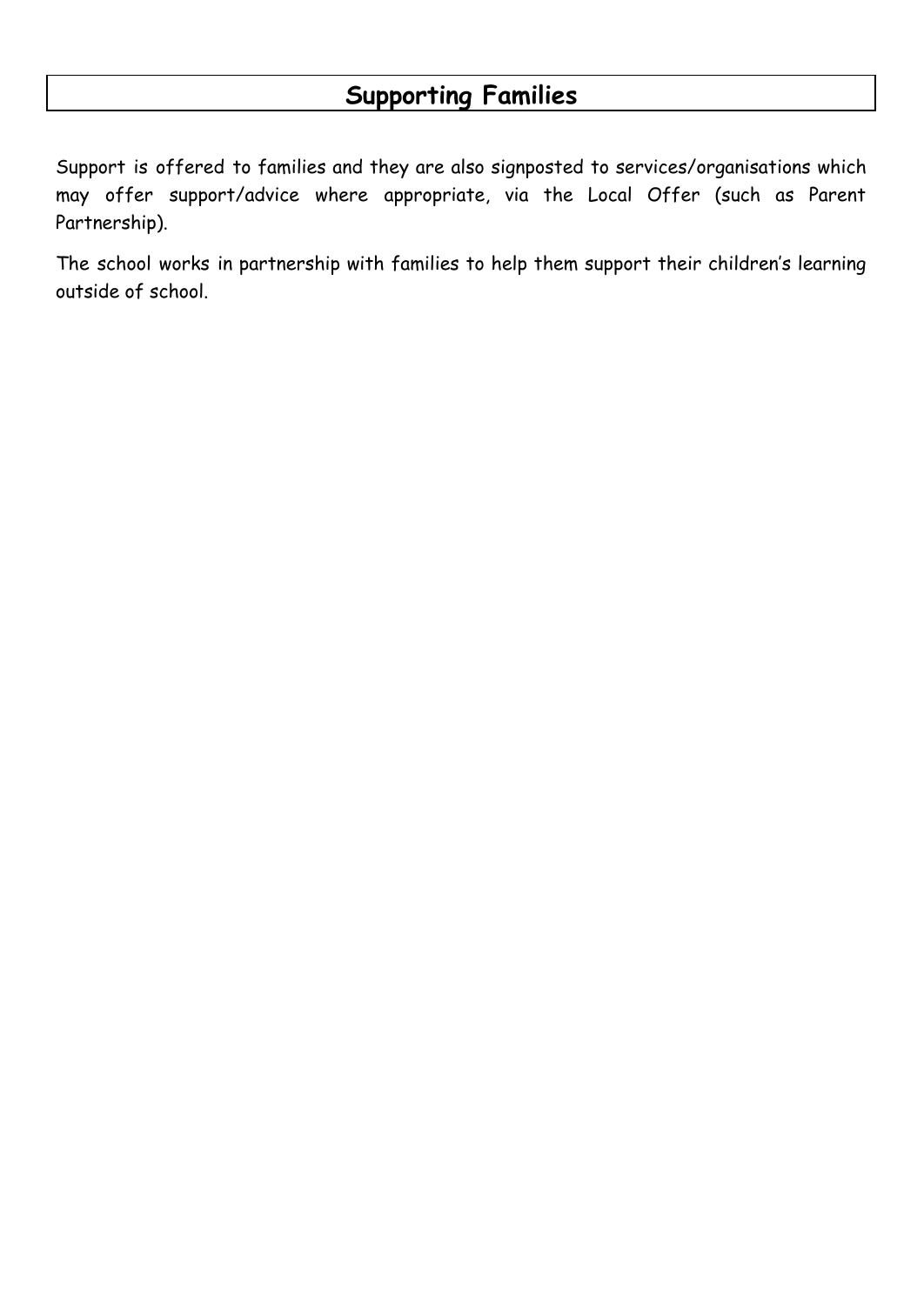## Supporting Families

Support is offered to families and they are also signposted to services/organisations which may offer support/advice where appropriate, via the Local Offer (such as Parent Partnership).

The school works in partnership with families to help them support their children's learning outside of school.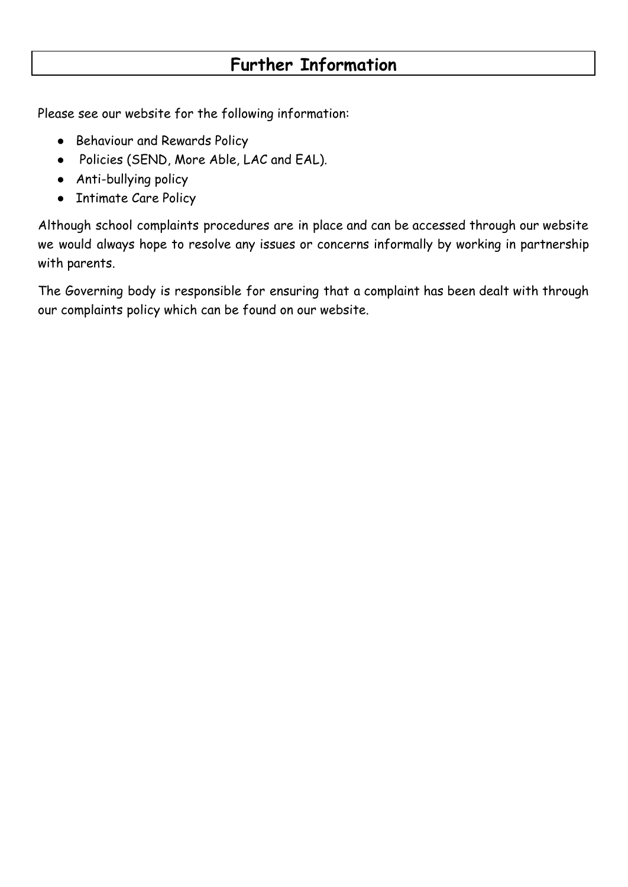# Further Information

Please see our website for the following information:

- Behaviour and Rewards Policy
- Policies (SEND, More Able, LAC and EAL).
- Anti-bullying policy
- Intimate Care Policy

Although school complaints procedures are in place and can be accessed through our website we would always hope to resolve any issues or concerns informally by working in partnership with parents.

The Governing body is responsible for ensuring that a complaint has been dealt with through our complaints policy which can be found on our website.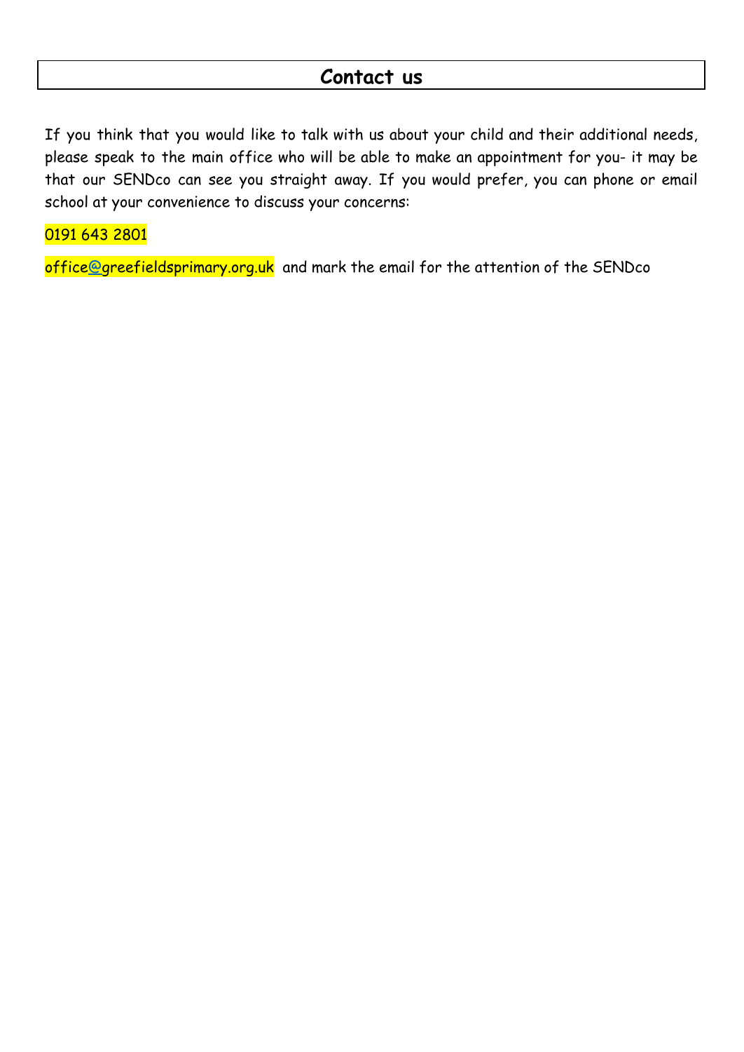## Contact us

If you think that you would like to talk with us about your child and their additional needs, please speak to the main office who will be able to make an appointment for you- it may be that our SENDco can see you straight away. If you would prefer, you can phone or email school at your convenience to discuss your concerns:

0191 643 2801

office@greefieldsprimary.org.uk and mark the email for the attention of the SENDco